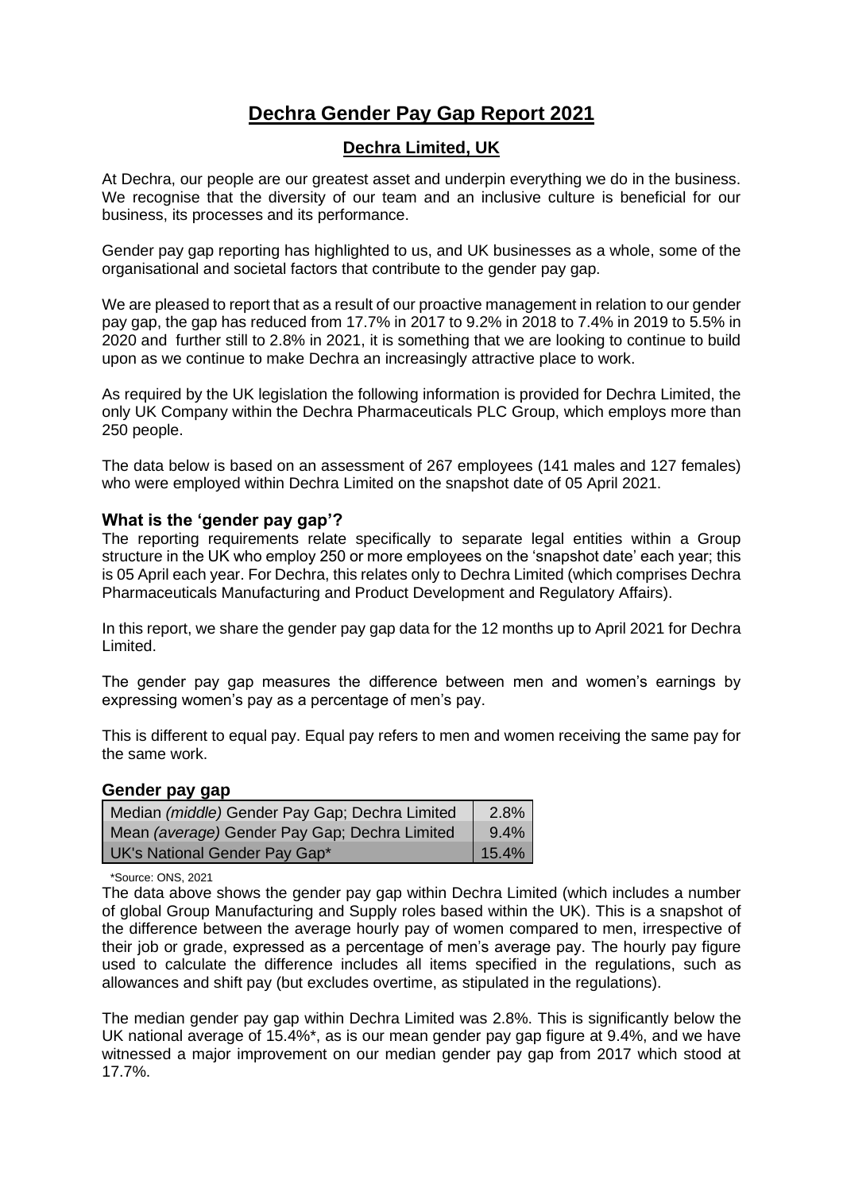# Dechra Gender Pay Gap Report 2021

## Dechra Limited, UK

At Dechra, our people are our greatest asset and underpin everything we do in the business. We recognise that the diversity of our team and an inclusive culture is beneficial for our business, its processes and its performance.

Gender pay gap reporting has highlighted to us, and UK businesses as a whole, some of the organisational and societal factors that contribute to the gender pay gap.

We are pleased to report that as a result of our proactive management in relation to our gender pay gap, the gap has reduced from 17.7% in 2017 to 9.2% in 2018 to 7.4% in 2019 to 5.5% in 2020 and further still to 2.8% in 2021, it is something that we are looking to continue to build upon as we continue to make Dechra an increasingly attractive place to work.

As required by the UK legislation the following information is provided for Dechra Limited, the only UK Company within the Dechra Pharmaceuticals PLC Group, which employs more than 250 people.

The data below is based on an assessment of 267 employees (141 males and 127 females) who were employed within Dechra Limited on the snapshot date of 05 April 2021.

### What is the 'gender pay gap'?

The reporting requirements relate specifically to separate legal entities within a Group structure in the UK who employ 250 or more employees on the 'snapshot date' each year; this is 05 April each year. For Dechra, this relates only to Dechra Limited (which comprises Dechra Pharmaceuticals Manufacturing and Product Development and Regulatory Affairs).

In this report, we share the gender pay gap data for the 12 months up to April 2021 for Dechra Limited.

The gender pay gap measures the difference between men and women's earnings by expressing women's pay as a percentage of men's pay.

This is different to equal pay. Equal pay refers to men and women receiving the same pay for the same work.

### Gender pay gap

| Measure | % |
|---|---|
| Median *(middle)* Gender Pay Gap; Dechra Limited | 2.8% |
| Mean *(average)* Gender Pay Gap; Dechra Limited | 9.4% |
| UK's National Gender Pay Gap* | 15.4% |

*Source: ONS, 2021

The data above shows the gender pay gap within Dechra Limited (which includes a number of global Group Manufacturing and Supply roles based within the UK). This is a snapshot of the difference between the average hourly pay of women compared to men, irrespective of their job or grade, expressed as a percentage of men's average pay. The hourly pay figure used to calculate the difference includes all items specified in the regulations, such as allowances and shift pay (but excludes overtime, as stipulated in the regulations).

The median gender pay gap within Dechra Limited was 2.8%. This is significantly below the UK national average of 15.4%*, as is our mean gender pay gap figure at 9.4%, and we have witnessed a major improvement on our median gender pay gap from 2017 which stood at 17.7%.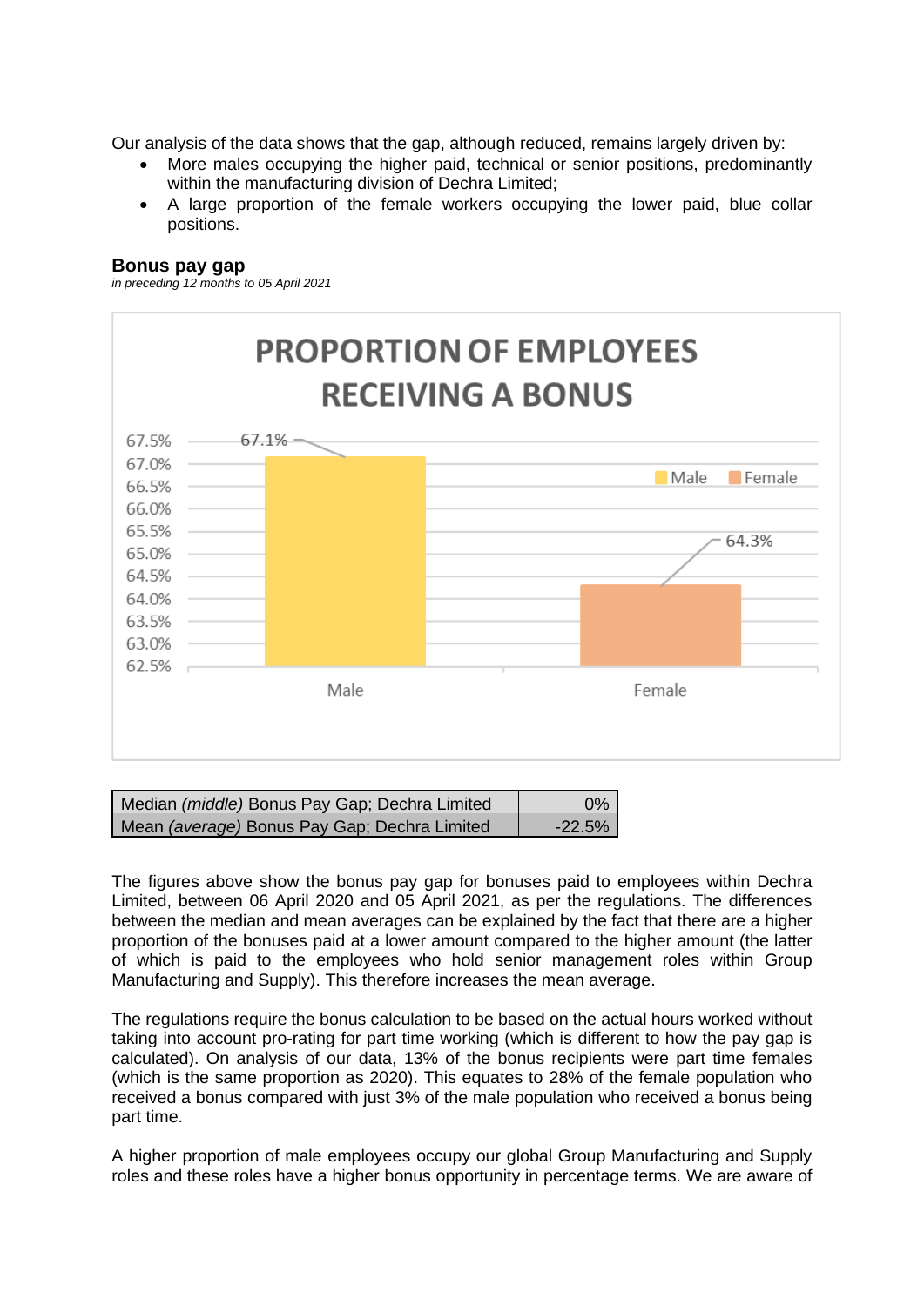Our analysis of the data shows that the gap, although reduced, remains largely driven by:

- More males occupying the higher paid, technical or senior positions, predominantly within the manufacturing division of Dechra Limited;
- A large proportion of the female workers occupying the lower paid, blue collar positions.

**Bonus pay gap**

*in preceding 12 months to 05 April 2021*

PROPORTION OF EMPLOYEES RECEIVING A BONUS

| | Proportion |
|---|---|
| Male | 67.1% |
| Female | 64.3% |

| Median *(middle)* Bonus Pay Gap; Dechra Limited | 0% |
|---|---|
| Mean *(average)* Bonus Pay Gap; Dechra Limited | -22.5% |

The figures above show the bonus pay gap for bonuses paid to employees within Dechra Limited, between 06 April 2020 and 05 April 2021, as per the regulations. The differences between the median and mean averages can be explained by the fact that there are a higher proportion of the bonuses paid at a lower amount compared to the higher amount (the latter of which is paid to the employees who hold senior management roles within Group Manufacturing and Supply). This therefore increases the mean average.

The regulations require the bonus calculation to be based on the actual hours worked without taking into account pro-rating for part time working (which is different to how the pay gap is calculated). On analysis of our data, 13% of the bonus recipients were part time females (which is the same proportion as 2020). This equates to 28% of the female population who received a bonus compared with just 3% of the male population who received a bonus being part time.

A higher proportion of male employees occupy our global Group Manufacturing and Supply roles and these roles have a higher bonus opportunity in percentage terms. We are aware of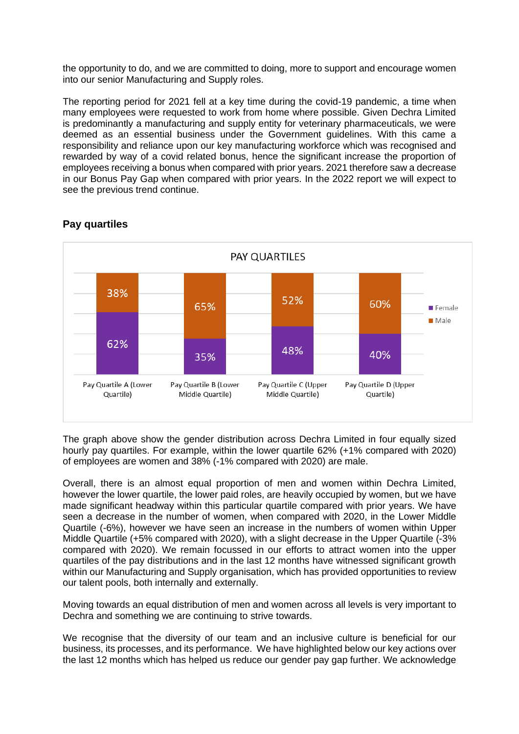the opportunity to do, and we are committed to doing, more to support and encourage women into our senior Manufacturing and Supply roles.

The reporting period for 2021 fell at a key time during the covid-19 pandemic, a time when many employees were requested to work from home where possible. Given Dechra Limited is predominantly a manufacturing and supply entity for veterinary pharmaceuticals, we were deemed as an essential business under the Government guidelines. With this came a responsibility and reliance upon our key manufacturing workforce which was recognised and rewarded by way of a covid related bonus, hence the significant increase the proportion of employees receiving a bonus when compared with prior years. 2021 therefore saw a decrease in our Bonus Pay Gap when compared with prior years. In the 2022 report we will expect to see the previous trend continue.

## Pay quartiles

PAY QUARTILES

| | Female | Male |
|---|---|---|
| Pay Quartile A (Lower Quartile) | 62% | 38% |
| Pay Quartile B (Lower Middle Quartile) | 35% | 65% |
| Pay Quartile C (Upper Middle Quartile) | 48% | 52% |
| Pay Quartile D (Upper Quartile) | 40% | 60% |

The graph above show the gender distribution across Dechra Limited in four equally sized hourly pay quartiles. For example, within the lower quartile 62% (+1% compared with 2020) of employees are women and 38% (-1% compared with 2020) are male.

Overall, there is an almost equal proportion of men and women within Dechra Limited, however the lower quartile, the lower paid roles, are heavily occupied by women, but we have made significant headway within this particular quartile compared with prior years. We have seen a decrease in the number of women, when compared with 2020, in the Lower Middle Quartile (-6%), however we have seen an increase in the numbers of women within Upper Middle Quartile (+5% compared with 2020), with a slight decrease in the Upper Quartile (-3% compared with 2020). We remain focussed in our efforts to attract women into the upper quartiles of the pay distributions and in the last 12 months have witnessed significant growth within our Manufacturing and Supply organisation, which has provided opportunities to review our talent pools, both internally and externally.

Moving towards an equal distribution of men and women across all levels is very important to Dechra and something we are continuing to strive towards.

We recognise that the diversity of our team and an inclusive culture is beneficial for our business, its processes, and its performance. We have highlighted below our key actions over the last 12 months which has helped us reduce our gender pay gap further. We acknowledge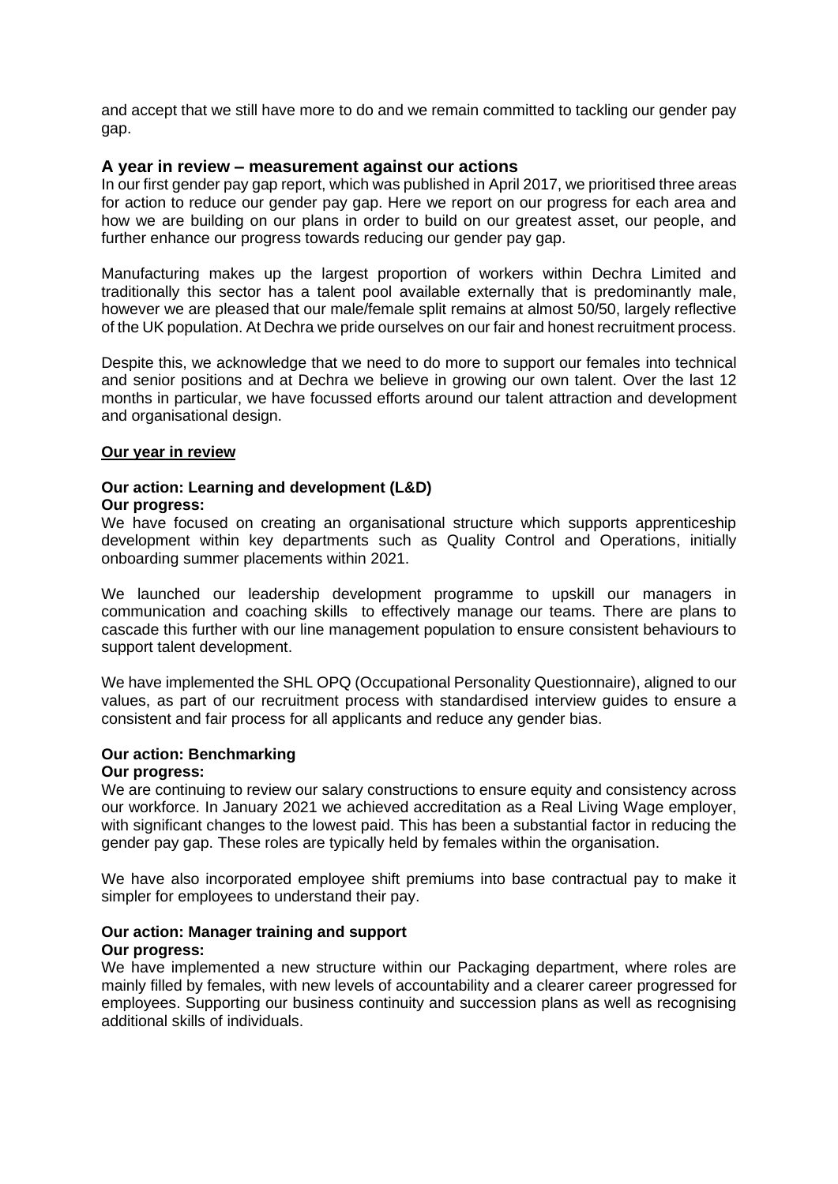and accept that we still have more to do and we remain committed to tackling our gender pay gap.

## A year in review – measurement against our actions

In our first gender pay gap report, which was published in April 2017, we prioritised three areas for action to reduce our gender pay gap. Here we report on our progress for each area and how we are building on our plans in order to build on our greatest asset, our people, and further enhance our progress towards reducing our gender pay gap.

Manufacturing makes up the largest proportion of workers within Dechra Limited and traditionally this sector has a talent pool available externally that is predominantly male, however we are pleased that our male/female split remains at almost 50/50, largely reflective of the UK population. At Dechra we pride ourselves on our fair and honest recruitment process.

Despite this, we acknowledge that we need to do more to support our females into technical and senior positions and at Dechra we believe in growing our own talent. Over the last 12 months in particular, we have focussed efforts around our talent attraction and development and organisational design.

**Our year in review**

**Our action: Learning and development (L&D)**
**Our progress:**
We have focused on creating an organisational structure which supports apprenticeship development within key departments such as Quality Control and Operations, initially onboarding summer placements within 2021.

We launched our leadership development programme to upskill our managers in communication and coaching skills to effectively manage our teams. There are plans to cascade this further with our line management population to ensure consistent behaviours to support talent development.

We have implemented the SHL OPQ (Occupational Personality Questionnaire), aligned to our values, as part of our recruitment process with standardised interview guides to ensure a consistent and fair process for all applicants and reduce any gender bias.

**Our action: Benchmarking**
**Our progress:**
We are continuing to review our salary constructions to ensure equity and consistency across our workforce. In January 2021 we achieved accreditation as a Real Living Wage employer, with significant changes to the lowest paid. This has been a substantial factor in reducing the gender pay gap. These roles are typically held by females within the organisation.

We have also incorporated employee shift premiums into base contractual pay to make it simpler for employees to understand their pay.

**Our action: Manager training and support**
**Our progress:**
We have implemented a new structure within our Packaging department, where roles are mainly filled by females, with new levels of accountability and a clearer career progressed for employees. Supporting our business continuity and succession plans as well as recognising additional skills of individuals.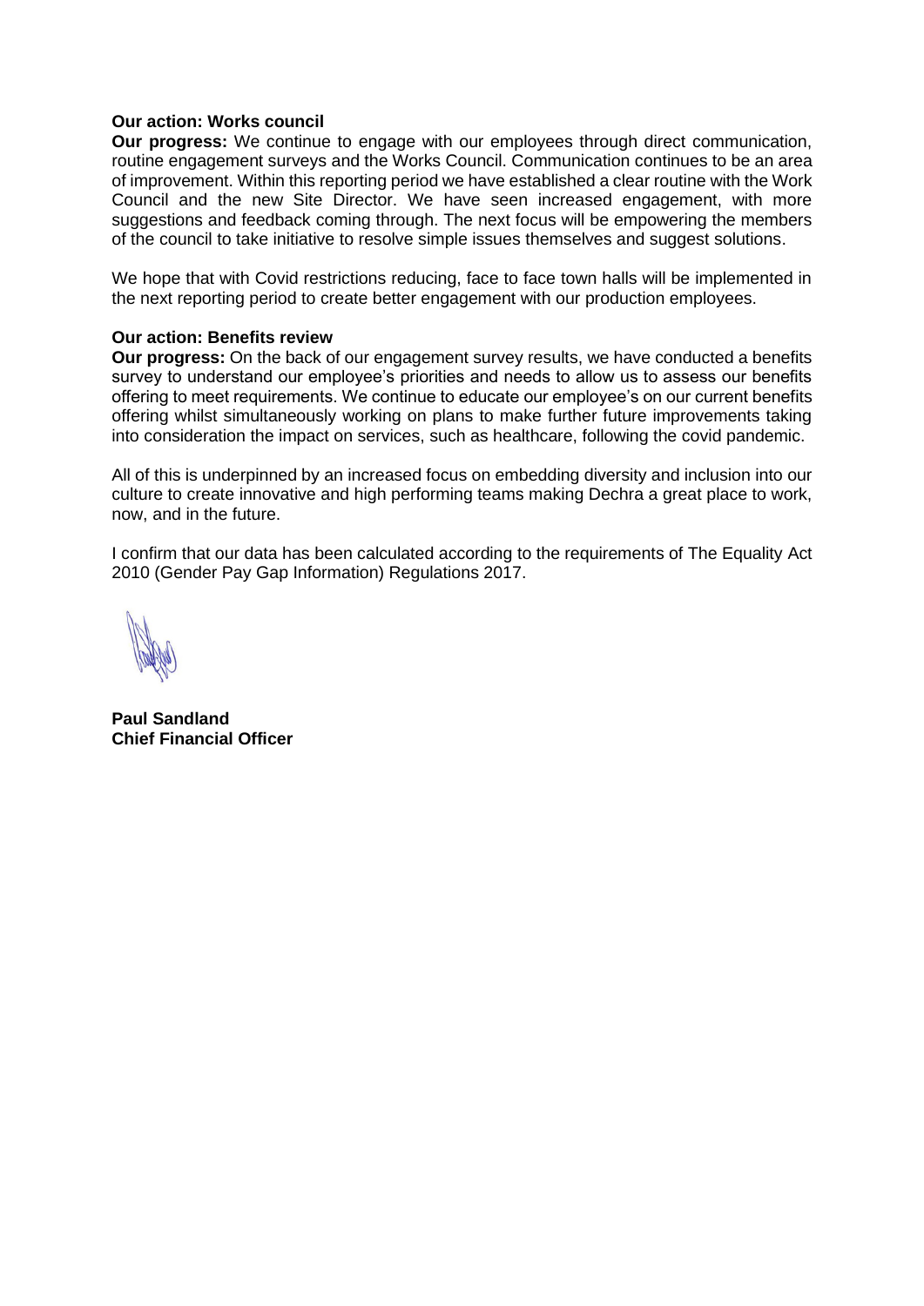**Our action: Works council**

**Our progress:** We continue to engage with our employees through direct communication, routine engagement surveys and the Works Council. Communication continues to be an area of improvement. Within this reporting period we have established a clear routine with the Work Council and the new Site Director. We have seen increased engagement, with more suggestions and feedback coming through. The next focus will be empowering the members of the council to take initiative to resolve simple issues themselves and suggest solutions.

We hope that with Covid restrictions reducing, face to face town halls will be implemented in the next reporting period to create better engagement with our production employees.

**Our action: Benefits review**

**Our progress:** On the back of our engagement survey results, we have conducted a benefits survey to understand our employee's priorities and needs to allow us to assess our benefits offering to meet requirements. We continue to educate our employee's on our current benefits offering whilst simultaneously working on plans to make further future improvements taking into consideration the impact on services, such as healthcare, following the covid pandemic.

All of this is underpinned by an increased focus on embedding diversity and inclusion into our culture to create innovative and high performing teams making Dechra a great place to work, now, and in the future.

I confirm that our data has been calculated according to the requirements of The Equality Act 2010 (Gender Pay Gap Information) Regulations 2017.

**Paul Sandland**
**Chief Financial Officer**